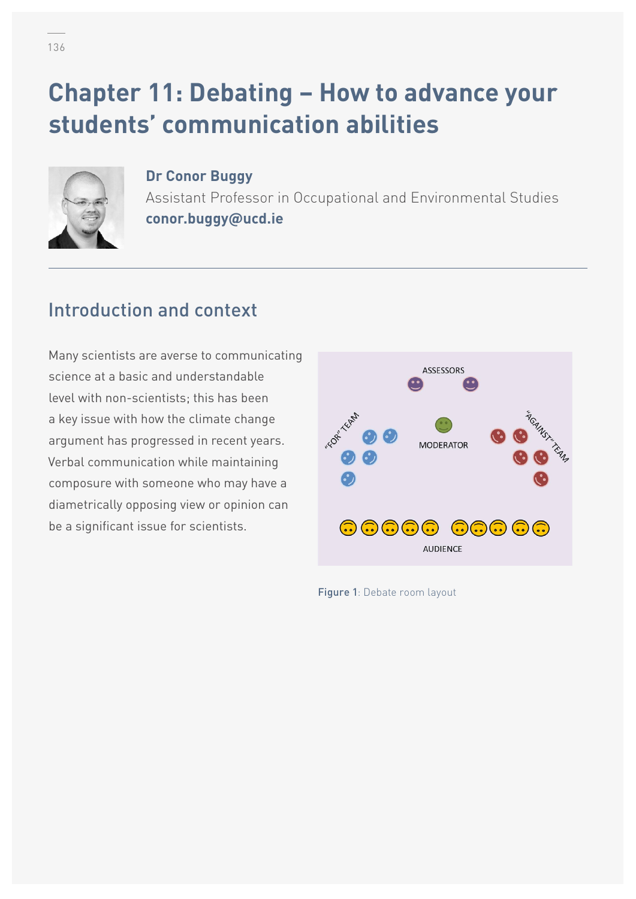# Chapter 11: Debating – How to advance your students' communication abilities

**Dr Conor Buggy**
Assistant Professor in Occupational and Environmental Studies
**conor.buggy@ucd.ie**

## Introduction and context

Many scientists are averse to communicating science at a basic and understandable level with non-scientists; this has been a key issue with how the climate change argument has progressed in recent years. Verbal communication while maintaining composure with someone who may have a diametrically opposing view or opinion can be a significant issue for scientists.

**Figure 1**: Debate room layout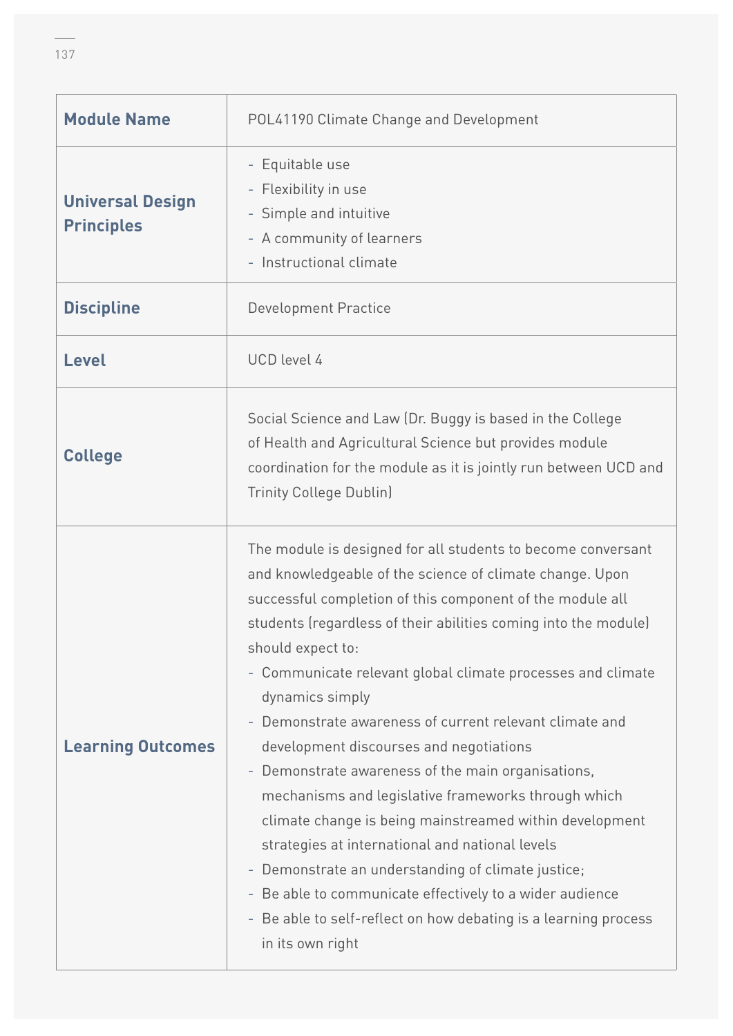| Module Name | POL41190 Climate Change and Development |
|---|---|
| **Universal Design Principles** | - Equitable use<br>- Flexibility in use<br>- Simple and intuitive<br>- A community of learners<br>- Instructional climate |
| **Discipline** | Development Practice |
| **Level** | UCD level 4 |
| **College** | Social Science and Law (Dr. Buggy is based in the College of Health and Agricultural Science but provides module coordination for the module as it is jointly run between UCD and Trinity College Dublin) |
| **Learning Outcomes** | The module is designed for all students to become conversant and knowledgeable of the science of climate change. Upon successful completion of this component of the module all students (regardless of their abilities coming into the module) should expect to:<br>- Communicate relevant global climate processes and climate dynamics simply<br>- Demonstrate awareness of current relevant climate and development discourses and negotiations<br>- Demonstrate awareness of the main organisations, mechanisms and legislative frameworks through which climate change is being mainstreamed within development strategies at international and national levels<br>- Demonstrate an understanding of climate justice;<br>- Be able to communicate effectively to a wider audience<br>- Be able to self-reflect on how debating is a learning process in its own right |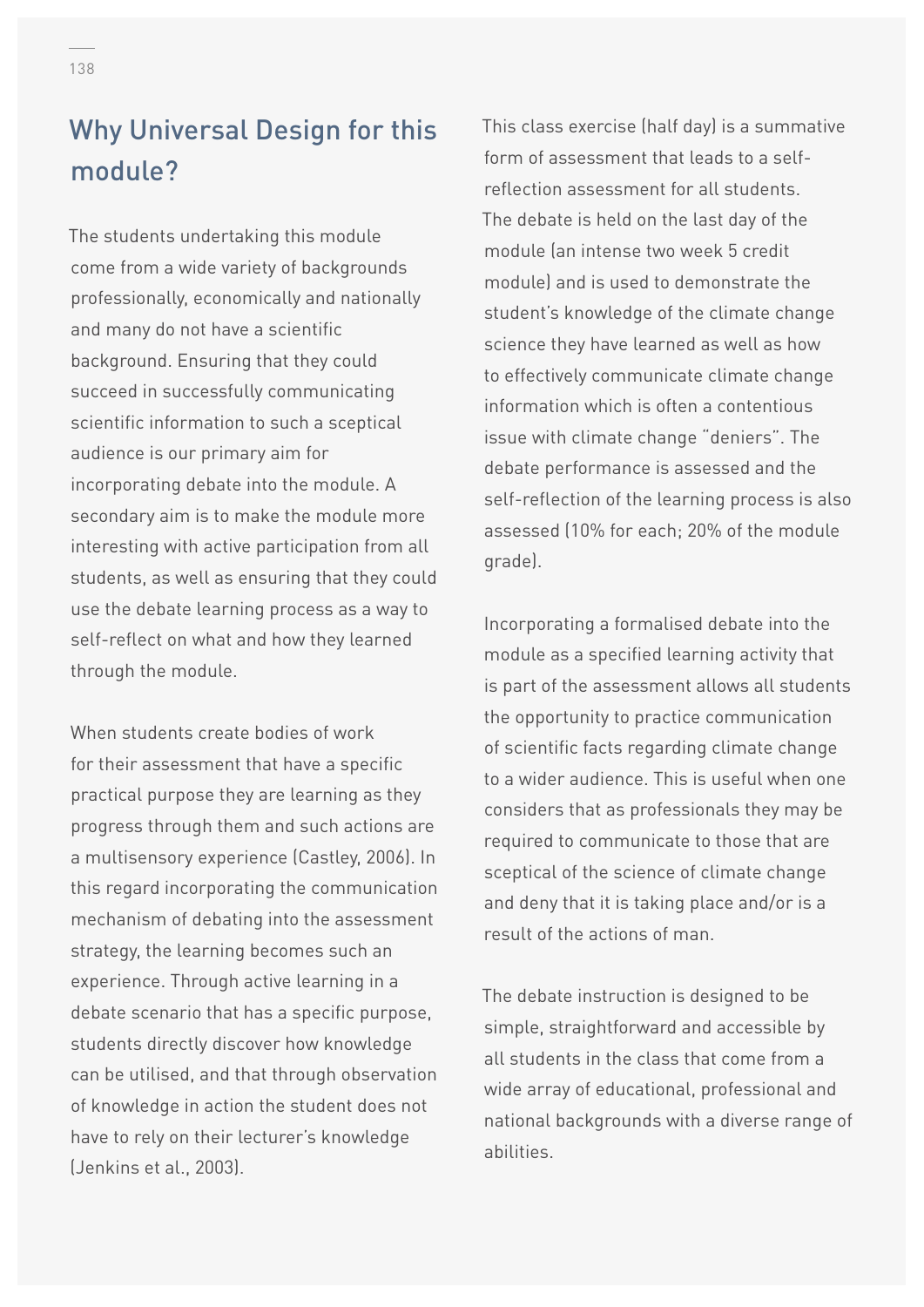## Why Universal Design for this module?

The students undertaking this module come from a wide variety of backgrounds professionally, economically and nationally and many do not have a scientific background. Ensuring that they could succeed in successfully communicating scientific information to such a sceptical audience is our primary aim for incorporating debate into the module. A secondary aim is to make the module more interesting with active participation from all students, as well as ensuring that they could use the debate learning process as a way to self-reflect on what and how they learned through the module.

When students create bodies of work for their assessment that have a specific practical purpose they are learning as they progress through them and such actions are a multisensory experience (Castley, 2006). In this regard incorporating the communication mechanism of debating into the assessment strategy, the learning becomes such an experience. Through active learning in a debate scenario that has a specific purpose, students directly discover how knowledge can be utilised, and that through observation of knowledge in action the student does not have to rely on their lecturer's knowledge (Jenkins et al., 2003).

This class exercise (half day) is a summative form of assessment that leads to a self-reflection assessment for all students. The debate is held on the last day of the module (an intense two week 5 credit module) and is used to demonstrate the student's knowledge of the climate change science they have learned as well as how to effectively communicate climate change information which is often a contentious issue with climate change "deniers". The debate performance is assessed and the self-reflection of the learning process is also assessed (10% for each; 20% of the module grade).

Incorporating a formalised debate into the module as a specified learning activity that is part of the assessment allows all students the opportunity to practice communication of scientific facts regarding climate change to a wider audience. This is useful when one considers that as professionals they may be required to communicate to those that are sceptical of the science of climate change and deny that it is taking place and/or is a result of the actions of man.

The debate instruction is designed to be simple, straightforward and accessible by all students in the class that come from a wide array of educational, professional and national backgrounds with a diverse range of abilities.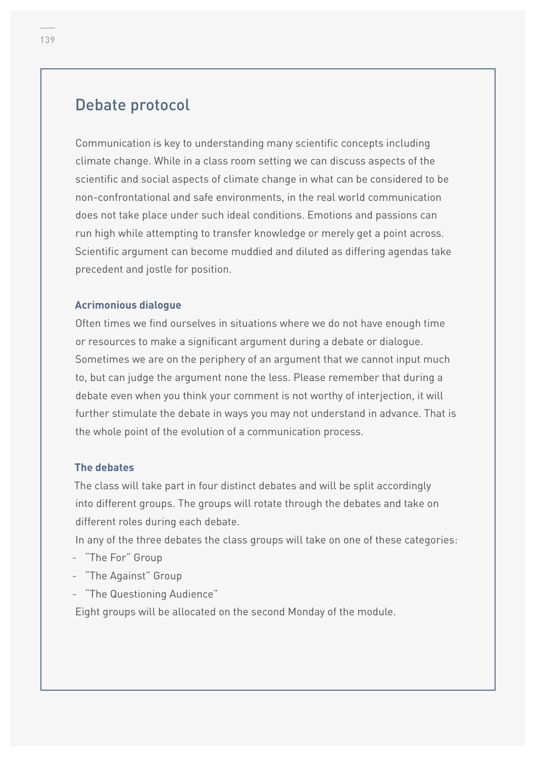## Debate protocol

Communication is key to understanding many scientific concepts including climate change. While in a class room setting we can discuss aspects of the scientific and social aspects of climate change in what can be considered to be non-confrontational and safe environments, in the real world communication does not take place under such ideal conditions. Emotions and passions can run high while attempting to transfer knowledge or merely get a point across. Scientific argument can become muddied and diluted as differing agendas take precedent and jostle for position.

### Acrimonious dialogue

Often times we find ourselves in situations where we do not have enough time or resources to make a significant argument during a debate or dialogue. Sometimes we are on the periphery of an argument that we cannot input much to, but can judge the argument none the less. Please remember that during a debate even when you think your comment is not worthy of interjection, it will further stimulate the debate in ways you may not understand in advance. That is the whole point of the evolution of a communication process.

### The debates

The class will take part in four distinct debates and will be split accordingly into different groups. The groups will rotate through the debates and take on different roles during each debate.

In any of the three debates the class groups will take on one of these categories:

- "The For" Group
- "The Against" Group
- "The Questioning Audience"

Eight groups will be allocated on the second Monday of the module.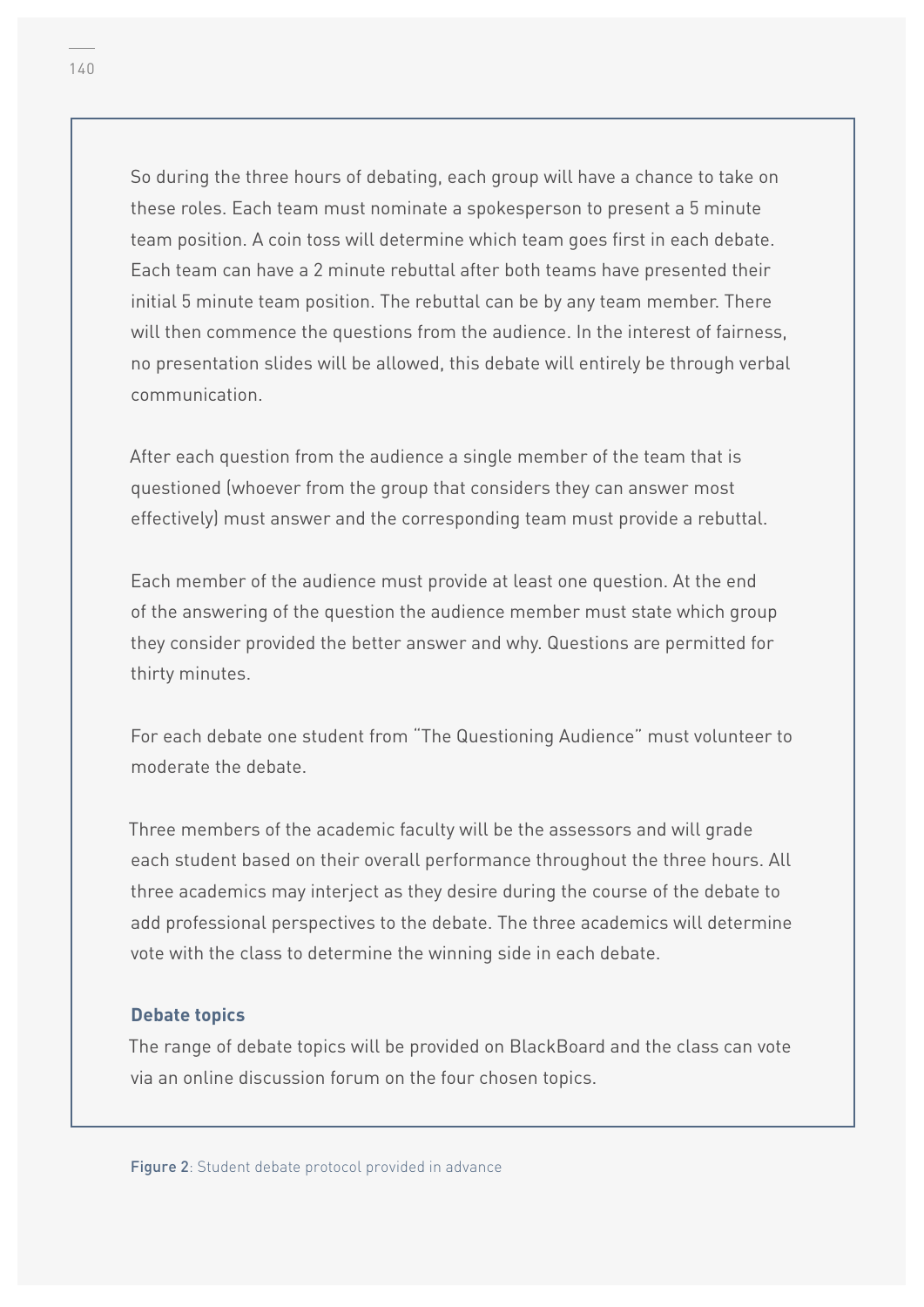So during the three hours of debating, each group will have a chance to take on these roles. Each team must nominate a spokesperson to present a 5 minute team position. A coin toss will determine which team goes first in each debate. Each team can have a 2 minute rebuttal after both teams have presented their initial 5 minute team position. The rebuttal can be by any team member. There will then commence the questions from the audience. In the interest of fairness, no presentation slides will be allowed, this debate will entirely be through verbal communication.

After each question from the audience a single member of the team that is questioned (whoever from the group that considers they can answer most effectively) must answer and the corresponding team must provide a rebuttal.

Each member of the audience must provide at least one question. At the end of the answering of the question the audience member must state which group they consider provided the better answer and why. Questions are permitted for thirty minutes.

For each debate one student from "The Questioning Audience" must volunteer to moderate the debate.

Three members of the academic faculty will be the assessors and will grade each student based on their overall performance throughout the three hours. All three academics may interject as they desire during the course of the debate to add professional perspectives to the debate. The three academics will determine vote with the class to determine the winning side in each debate.

**Debate topics**

The range of debate topics will be provided on BlackBoard and the class can vote via an online discussion forum on the four chosen topics.

Figure 2: Student debate protocol provided in advance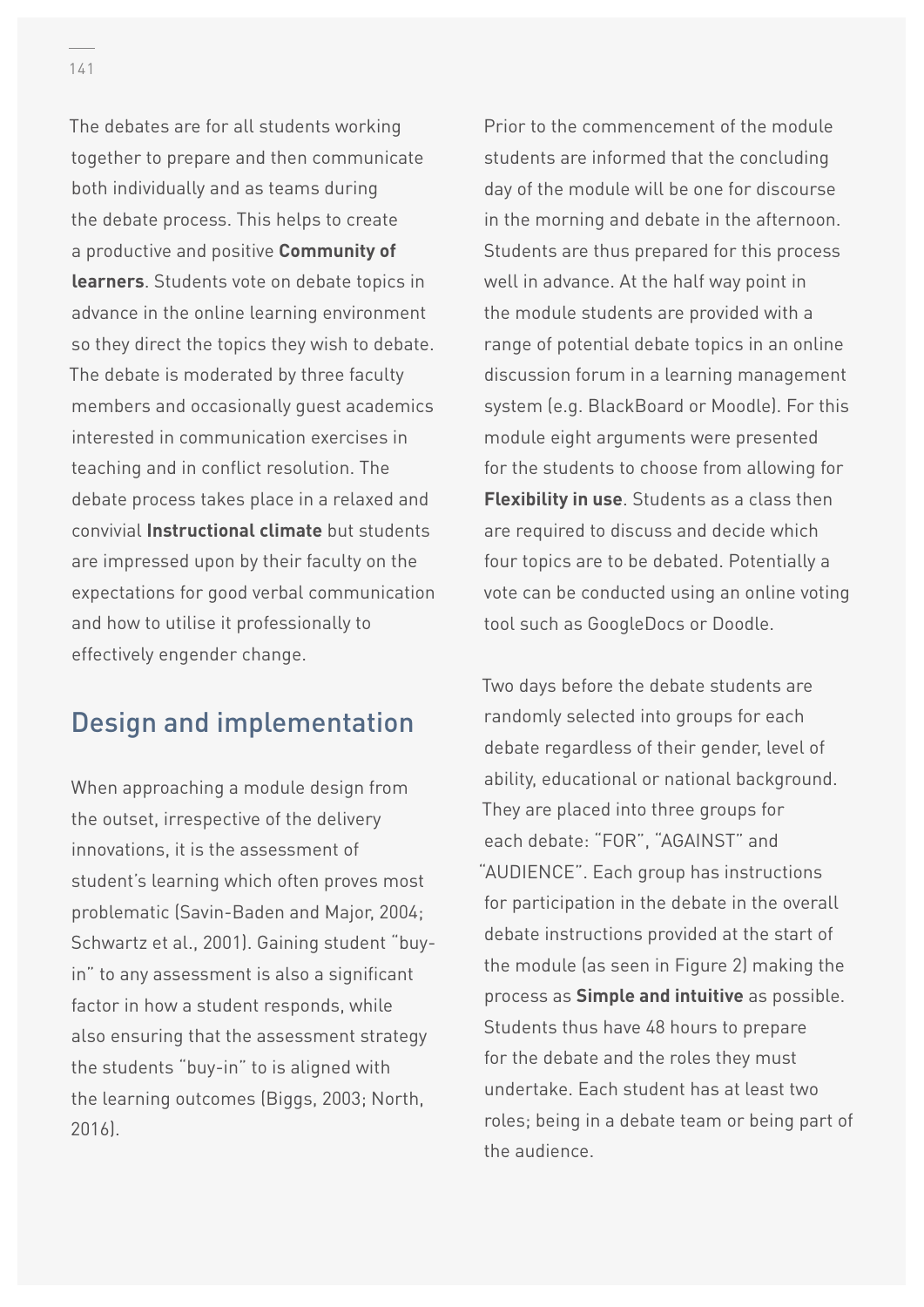The debates are for all students working together to prepare and then communicate both individually and as teams during the debate process. This helps to create a productive and positive **Community of learners**. Students vote on debate topics in advance in the online learning environment so they direct the topics they wish to debate. The debate is moderated by three faculty members and occasionally guest academics interested in communication exercises in teaching and in conflict resolution. The debate process takes place in a relaxed and convivial **Instructional climate** but students are impressed upon by their faculty on the expectations for good verbal communication and how to utilise it professionally to effectively engender change.

## Design and implementation

When approaching a module design from the outset, irrespective of the delivery innovations, it is the assessment of student's learning which often proves most problematic (Savin-Baden and Major, 2004; Schwartz et al., 2001). Gaining student "buy-in" to any assessment is also a significant factor in how a student responds, while also ensuring that the assessment strategy the students "buy-in" to is aligned with the learning outcomes (Biggs, 2003; North, 2016).

Prior to the commencement of the module students are informed that the concluding day of the module will be one for discourse in the morning and debate in the afternoon. Students are thus prepared for this process well in advance. At the half way point in the module students are provided with a range of potential debate topics in an online discussion forum in a learning management system (e.g. BlackBoard or Moodle). For this module eight arguments were presented for the students to choose from allowing for **Flexibility in use**. Students as a class then are required to discuss and decide which four topics are to be debated. Potentially a vote can be conducted using an online voting tool such as GoogleDocs or Doodle.

Two days before the debate students are randomly selected into groups for each debate regardless of their gender, level of ability, educational or national background. They are placed into three groups for each debate: "FOR", "AGAINST" and "AUDIENCE". Each group has instructions for participation in the debate in the overall debate instructions provided at the start of the module (as seen in Figure 2) making the process as **Simple and intuitive** as possible. Students thus have 48 hours to prepare for the debate and the roles they must undertake. Each student has at least two roles; being in a debate team or being part of the audience.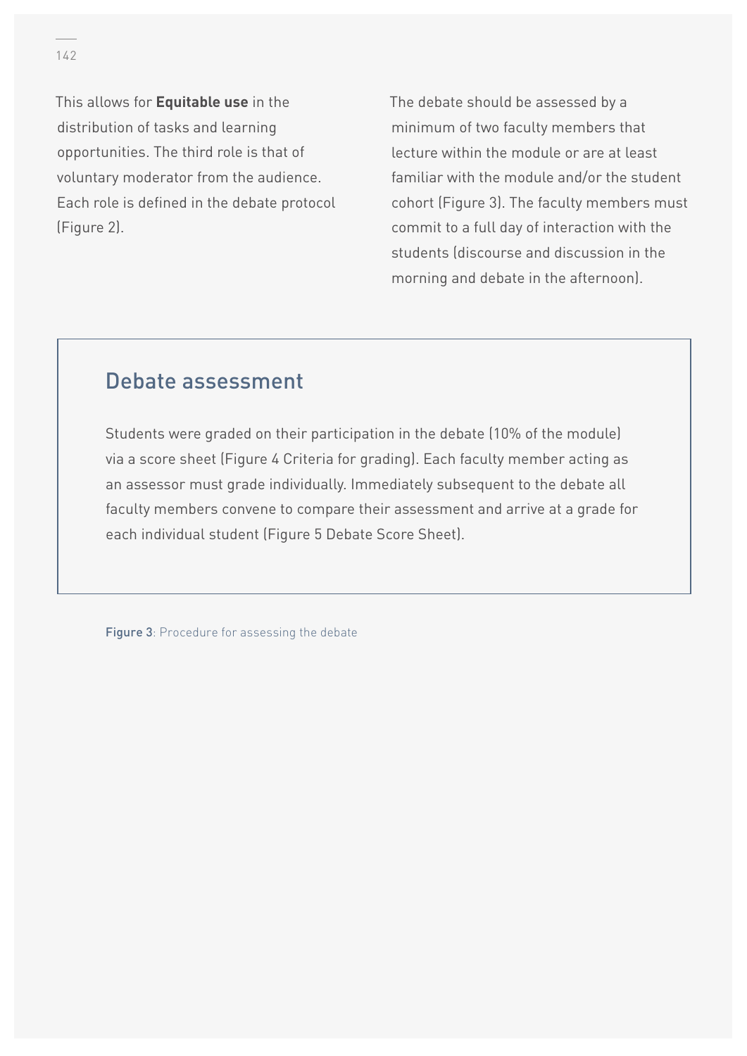This allows for **Equitable use** in the distribution of tasks and learning opportunities. The third role is that of voluntary moderator from the audience. Each role is defined in the debate protocol (Figure 2).

The debate should be assessed by a minimum of two faculty members that lecture within the module or are at least familiar with the module and/or the student cohort (Figure 3). The faculty members must commit to a full day of interaction with the students (discourse and discussion in the morning and debate in the afternoon).

## Debate assessment

Students were graded on their participation in the debate (10% of the module) via a score sheet (Figure 4 Criteria for grading). Each faculty member acting as an assessor must grade individually. Immediately subsequent to the debate all faculty members convene to compare their assessment and arrive at a grade for each individual student (Figure 5 Debate Score Sheet).

**Figure 3**: Procedure for assessing the debate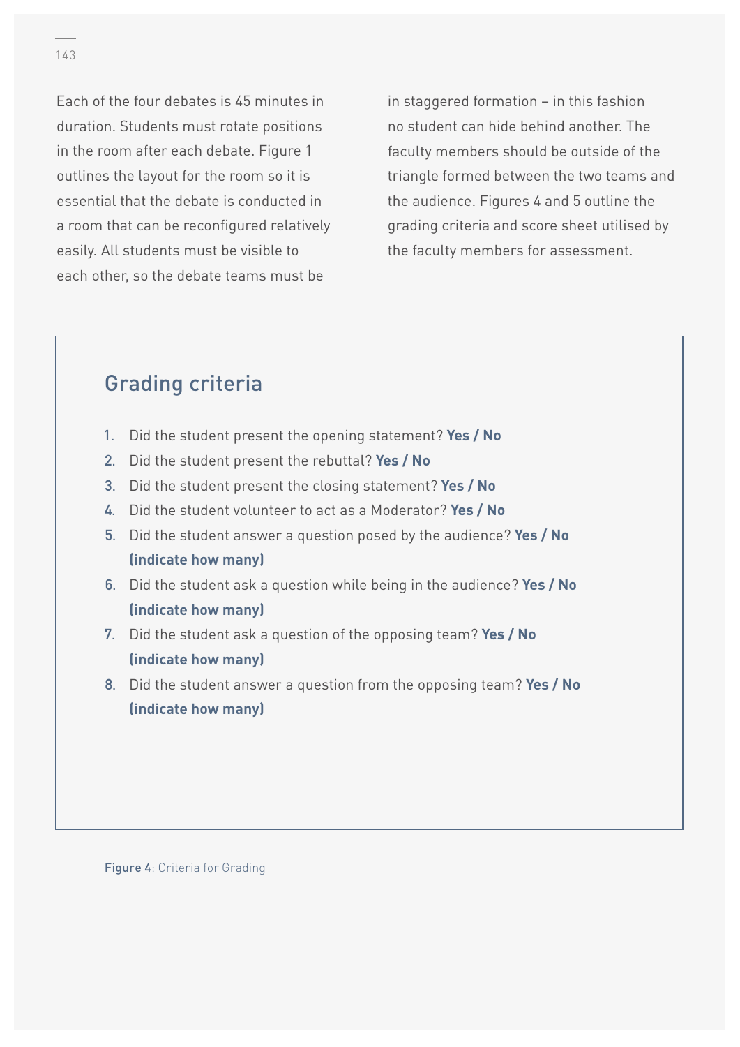Each of the four debates is 45 minutes in duration. Students must rotate positions in the room after each debate. Figure 1 outlines the layout for the room so it is essential that the debate is conducted in a room that can be reconfigured relatively easily. All students must be visible to each other, so the debate teams must be in staggered formation – in this fashion no student can hide behind another. The faculty members should be outside of the triangle formed between the two teams and the audience. Figures 4 and 5 outline the grading criteria and score sheet utilised by the faculty members for assessment.

## Grading criteria

1. Did the student present the opening statement? **Yes / No**
2. Did the student present the rebuttal? **Yes / No**
3. Did the student present the closing statement? **Yes / No**
4. Did the student volunteer to act as a Moderator? **Yes / No**
5. Did the student answer a question posed by the audience? **Yes / No (indicate how many)**
6. Did the student ask a question while being in the audience? **Yes / No (indicate how many)**
7. Did the student ask a question of the opposing team? **Yes / No (indicate how many)**
8. Did the student answer a question from the opposing team? **Yes / No (indicate how many)**

**Figure 4**: Criteria for Grading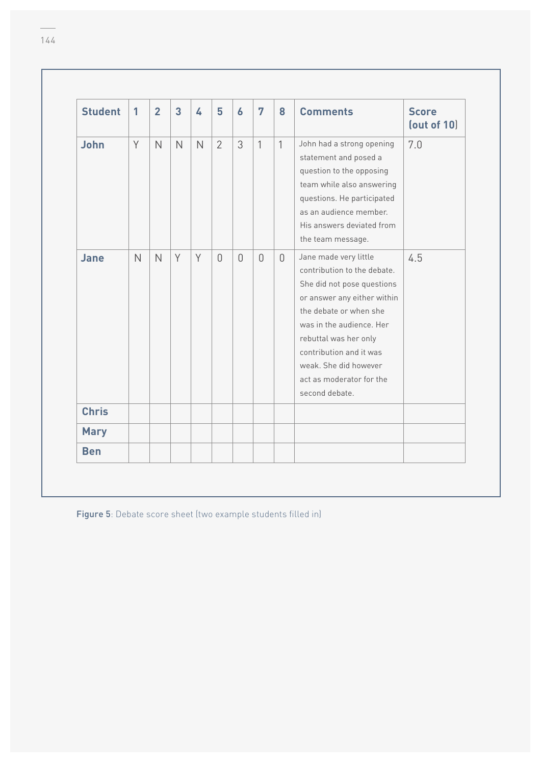| Student | 1 | 2 | 3 | 4 | 5 | 6 | 7 | 8 | Comments | Score (out of 10) |
|---|---|---|---|---|---|---|---|---|---|---|
| **John** | Y | N | N | N | 2 | 3 | 1 | 1 | John had a strong opening statement and posed a question to the opposing team while also answering questions. He participated as an audience member. His answers deviated from the team message. | 7.0 |
| **Jane** | N | N | Y | Y | 0 | 0 | 0 | 0 | Jane made very little contribution to the debate. She did not pose questions or answer any either within the debate or when she was in the audience. Her rebuttal was her only contribution and it was weak. She did however act as moderator for the second debate. | 4.5 |
| **Chris** | | | | | | | | | | |
| **Mary** | | | | | | | | | | |
| **Ben** | | | | | | | | | | |

**Figure 5**: Debate score sheet (two example students filled in)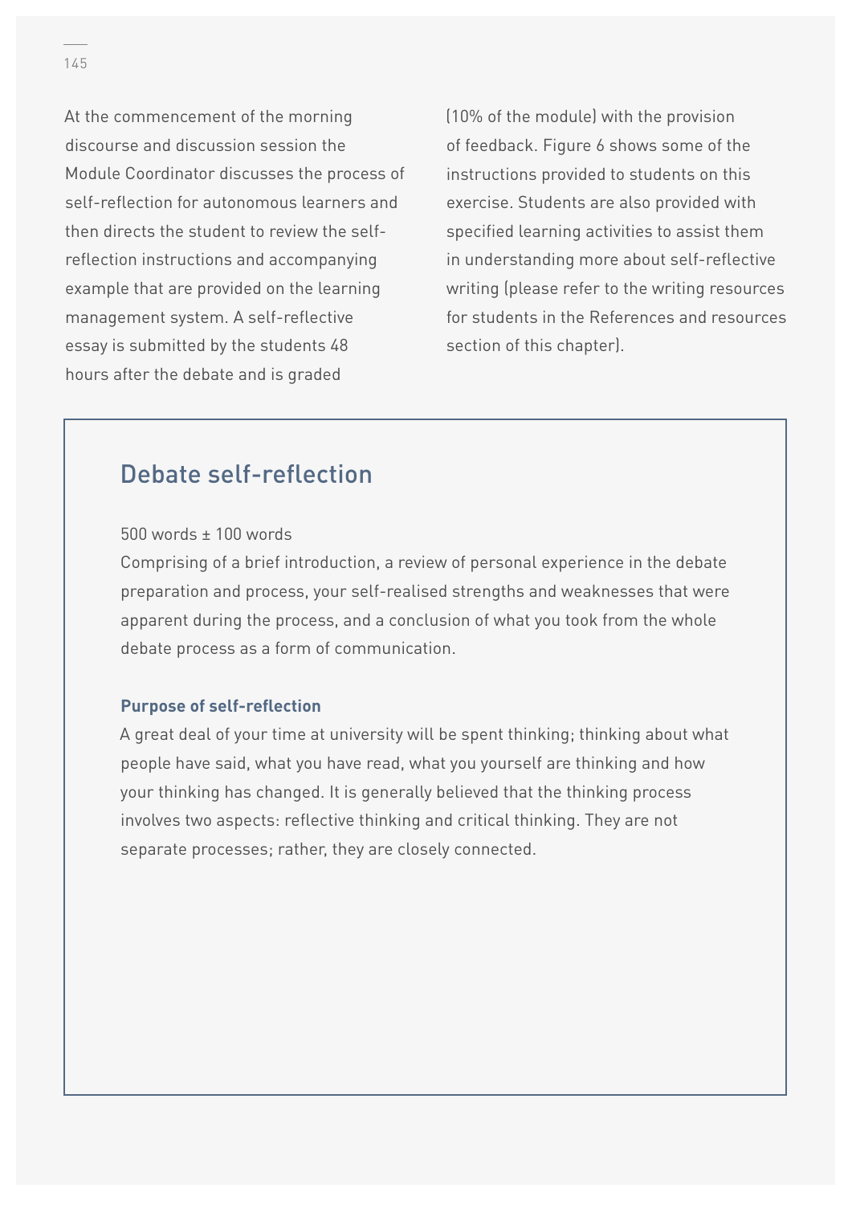At the commencement of the morning discourse and discussion session the Module Coordinator discusses the process of self-reflection for autonomous learners and then directs the student to review the self-reflection instructions and accompanying example that are provided on the learning management system. A self-reflective essay is submitted by the students 48 hours after the debate and is graded (10% of the module) with the provision of feedback. Figure 6 shows some of the instructions provided to students on this exercise. Students are also provided with specified learning activities to assist them in understanding more about self-reflective writing (please refer to the writing resources for students in the References and resources section of this chapter).

## Debate self-reflection

500 words ± 100 words
Comprising of a brief introduction, a review of personal experience in the debate preparation and process, your self-realised strengths and weaknesses that were apparent during the process, and a conclusion of what you took from the whole debate process as a form of communication.

**Purpose of self-reflection**

A great deal of your time at university will be spent thinking; thinking about what people have said, what you have read, what you yourself are thinking and how your thinking has changed. It is generally believed that the thinking process involves two aspects: reflective thinking and critical thinking. They are not separate processes; rather, they are closely connected.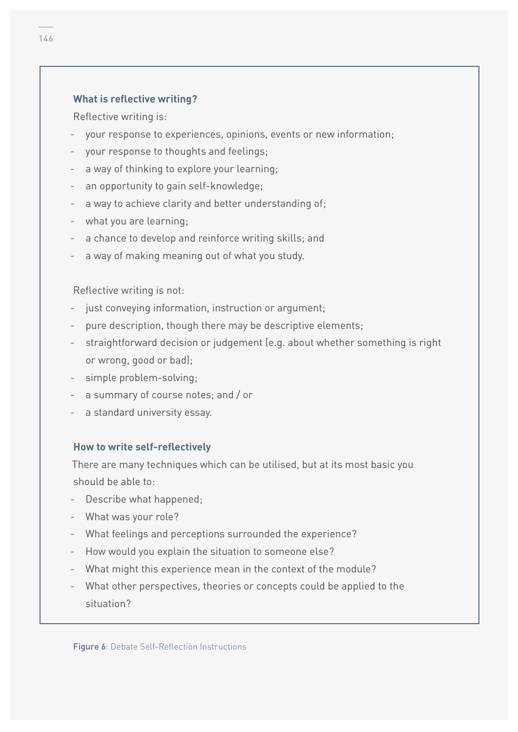### What is reflective writing?

Reflective writing is:

- your response to experiences, opinions, events or new information;
- your response to thoughts and feelings;
- a way of thinking to explore your learning;
- an opportunity to gain self-knowledge;
- a way to achieve clarity and better understanding of;
- what you are learning;
- a chance to develop and reinforce writing skills; and
- a way of making meaning out of what you study.

Reflective writing is not:

- just conveying information, instruction or argument;
- pure description, though there may be descriptive elements;
- straightforward decision or judgement (e.g. about whether something is right or wrong, good or bad);
- simple problem-solving;
- a summary of course notes; and / or
- a standard university essay.

### How to write self-reflectively

There are many techniques which can be utilised, but at its most basic you should be able to:

- Describe what happened;
- What was your role?
- What feelings and perceptions surrounded the experience?
- How would you explain the situation to someone else?
- What might this experience mean in the context of the module?
- What other perspectives, theories or concepts could be applied to the situation?

**Figure 6**: Debate Self-Reflection Instructions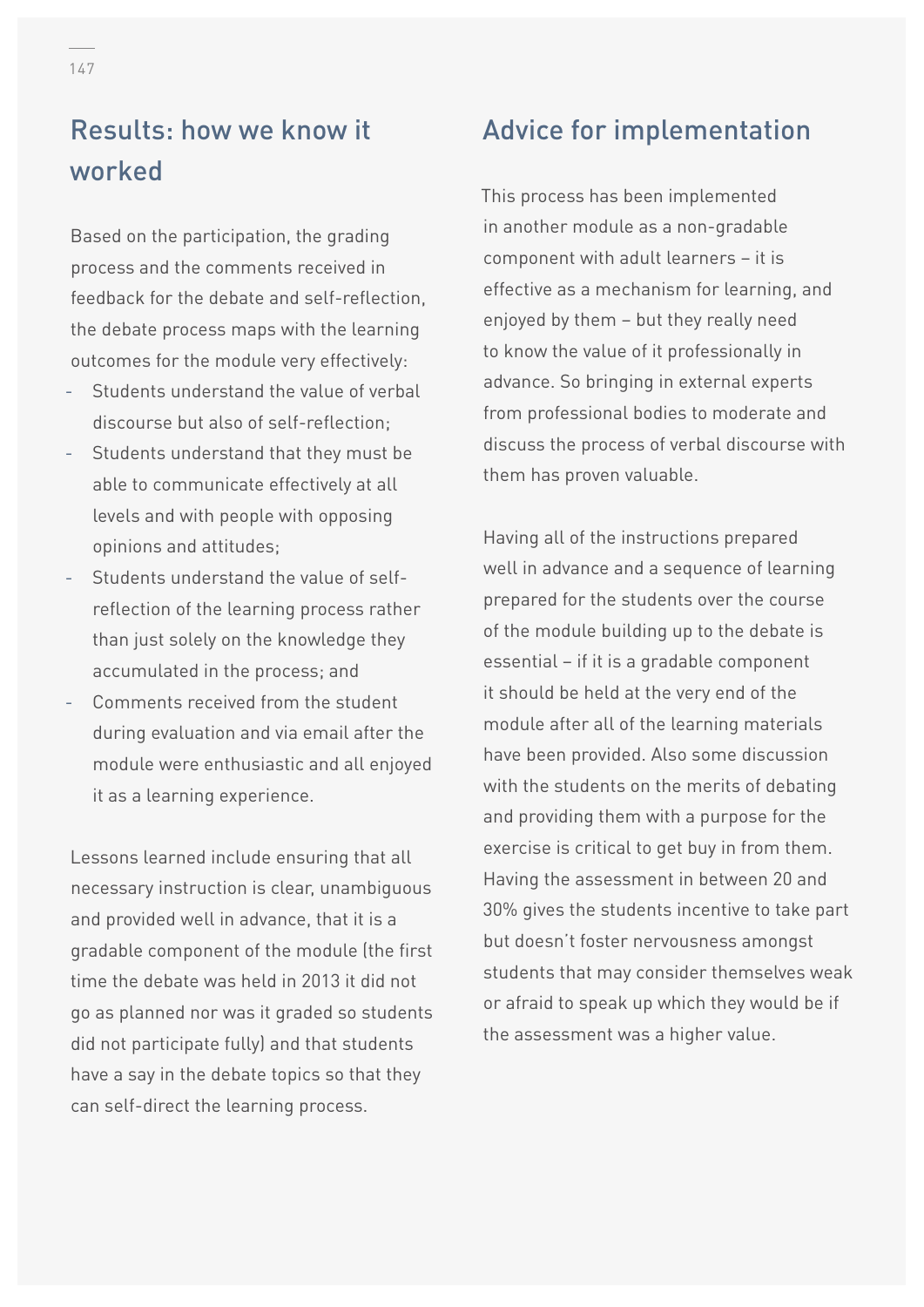## Results: how we know it worked

Based on the participation, the grading process and the comments received in feedback for the debate and self-reflection, the debate process maps with the learning outcomes for the module very effectively:

- Students understand the value of verbal discourse but also of self-reflection;
- Students understand that they must be able to communicate effectively at all levels and with people with opposing opinions and attitudes;
- Students understand the value of self-reflection of the learning process rather than just solely on the knowledge they accumulated in the process; and
- Comments received from the student during evaluation and via email after the module were enthusiastic and all enjoyed it as a learning experience.

Lessons learned include ensuring that all necessary instruction is clear, unambiguous and provided well in advance, that it is a gradable component of the module (the first time the debate was held in 2013 it did not go as planned nor was it graded so students did not participate fully) and that students have a say in the debate topics so that they can self-direct the learning process.

## Advice for implementation

This process has been implemented in another module as a non-gradable component with adult learners – it is effective as a mechanism for learning, and enjoyed by them – but they really need to know the value of it professionally in advance. So bringing in external experts from professional bodies to moderate and discuss the process of verbal discourse with them has proven valuable.

Having all of the instructions prepared well in advance and a sequence of learning prepared for the students over the course of the module building up to the debate is essential – if it is a gradable component it should be held at the very end of the module after all of the learning materials have been provided. Also some discussion with the students on the merits of debating and providing them with a purpose for the exercise is critical to get buy in from them. Having the assessment in between 20 and 30% gives the students incentive to take part but doesn't foster nervousness amongst students that may consider themselves weak or afraid to speak up which they would be if the assessment was a higher value.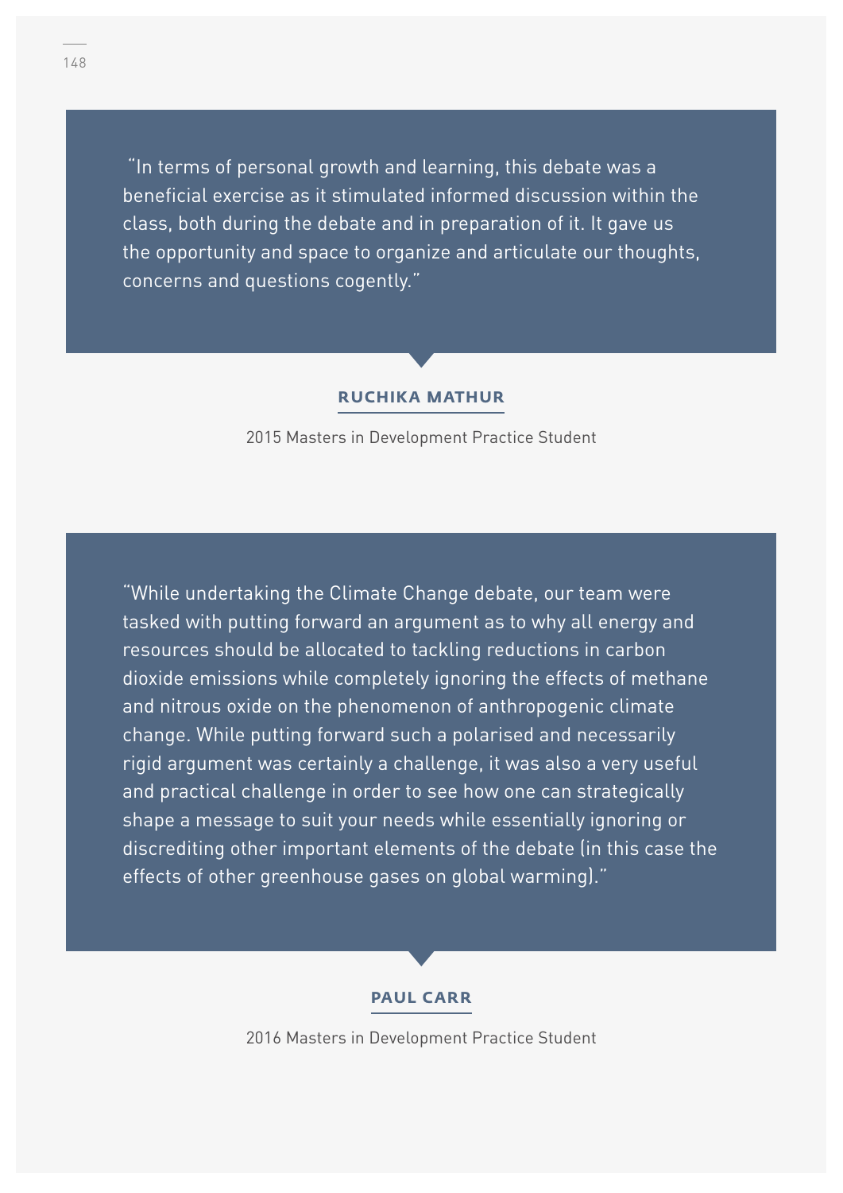"In terms of personal growth and learning, this debate was a beneficial exercise as it stimulated informed discussion within the class, both during the debate and in preparation of it. It gave us the opportunity and space to organize and articulate our thoughts, concerns and questions cogently."

**RUCHIKA MATHUR**

2015 Masters in Development Practice Student

"While undertaking the Climate Change debate, our team were tasked with putting forward an argument as to why all energy and resources should be allocated to tackling reductions in carbon dioxide emissions while completely ignoring the effects of methane and nitrous oxide on the phenomenon of anthropogenic climate change. While putting forward such a polarised and necessarily rigid argument was certainly a challenge, it was also a very useful and practical challenge in order to see how one can strategically shape a message to suit your needs while essentially ignoring or discrediting other important elements of the debate (in this case the effects of other greenhouse gases on global warming)."

**PAUL CARR**

2016 Masters in Development Practice Student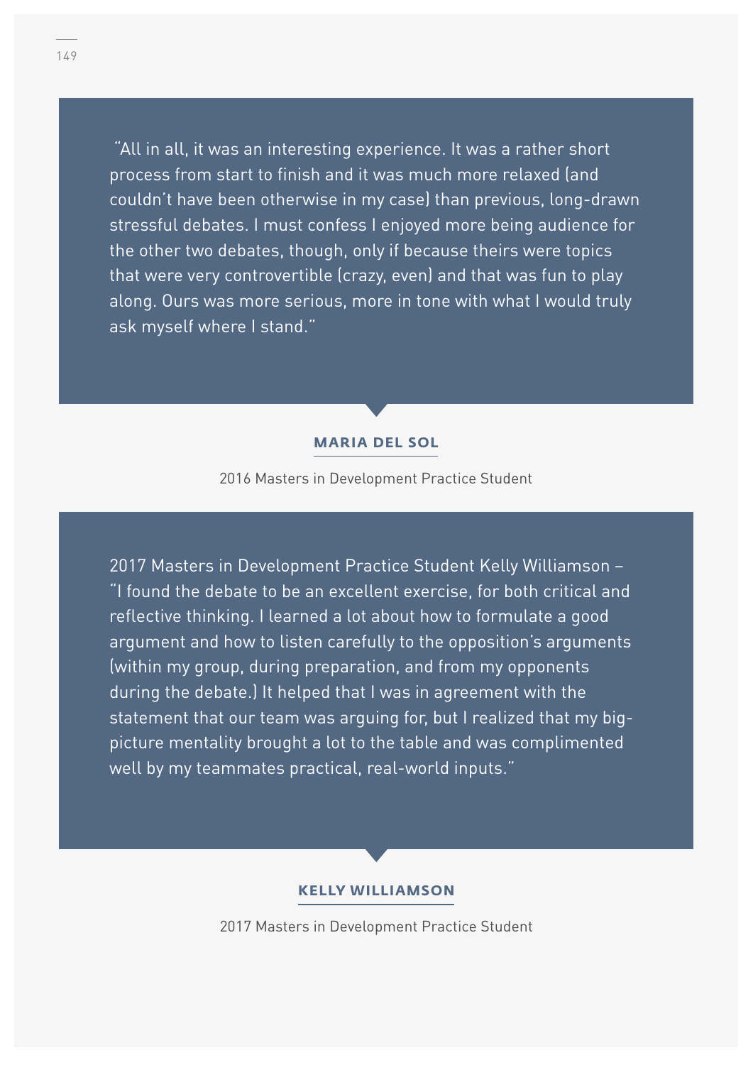"All in all, it was an interesting experience. It was a rather short process from start to finish and it was much more relaxed (and couldn't have been otherwise in my case) than previous, long-drawn stressful debates. I must confess I enjoyed more being audience for the other two debates, though, only if because theirs were topics that were very controvertible (crazy, even) and that was fun to play along. Ours was more serious, more in tone with what I would truly ask myself where I stand."

**MARIA DEL SOL**

2016 Masters in Development Practice Student

2017 Masters in Development Practice Student Kelly Williamson – "I found the debate to be an excellent exercise, for both critical and reflective thinking. I learned a lot about how to formulate a good argument and how to listen carefully to the opposition's arguments (within my group, during preparation, and from my opponents during the debate.) It helped that I was in agreement with the statement that our team was arguing for, but I realized that my big-picture mentality brought a lot to the table and was complimented well by my teammates practical, real-world inputs."

**KELLY WILLIAMSON**

2017 Masters in Development Practice Student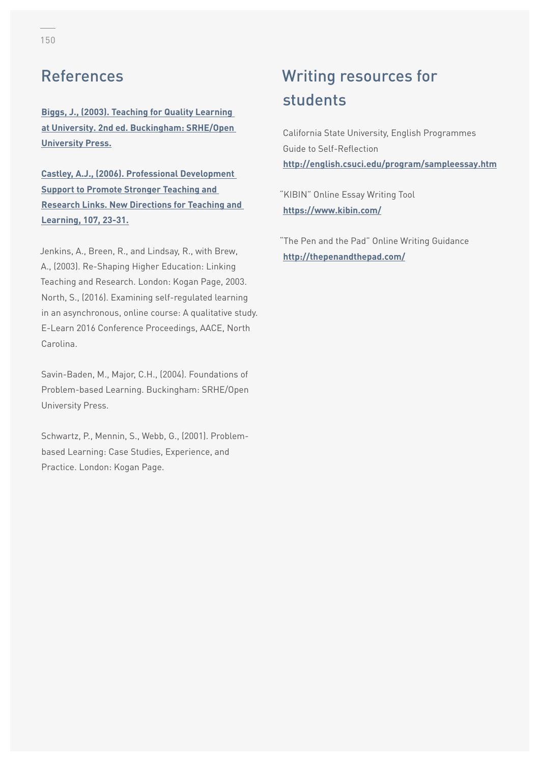## References

**Biggs, J., (2003). Teaching for Quality Learning at University. 2nd ed. Buckingham: SRHE/Open University Press.**

**Castley, A.J., (2006). Professional Development Support to Promote Stronger Teaching and Research Links. New Directions for Teaching and Learning, 107, 23-31.**

Jenkins, A., Breen, R., and Lindsay, R., with Brew, A., (2003). Re-Shaping Higher Education: Linking Teaching and Research. London: Kogan Page, 2003. North, S., (2016). Examining self-regulated learning in an asynchronous, online course: A qualitative study. E-Learn 2016 Conference Proceedings, AACE, North Carolina.

Savin-Baden, M., Major, C.H., (2004). Foundations of Problem-based Learning. Buckingham: SRHE/Open University Press.

Schwartz, P., Mennin, S., Webb, G., (2001). Problem-based Learning: Case Studies, Experience, and Practice. London: Kogan Page.

## Writing resources for students

California State University, English Programmes Guide to Self-Reflection
**http://english.csuci.edu/program/sampleessay.htm**

"KIBIN" Online Essay Writing Tool
**https://www.kibin.com/**

"The Pen and the Pad" Online Writing Guidance
**http://thepenandthepad.com/**